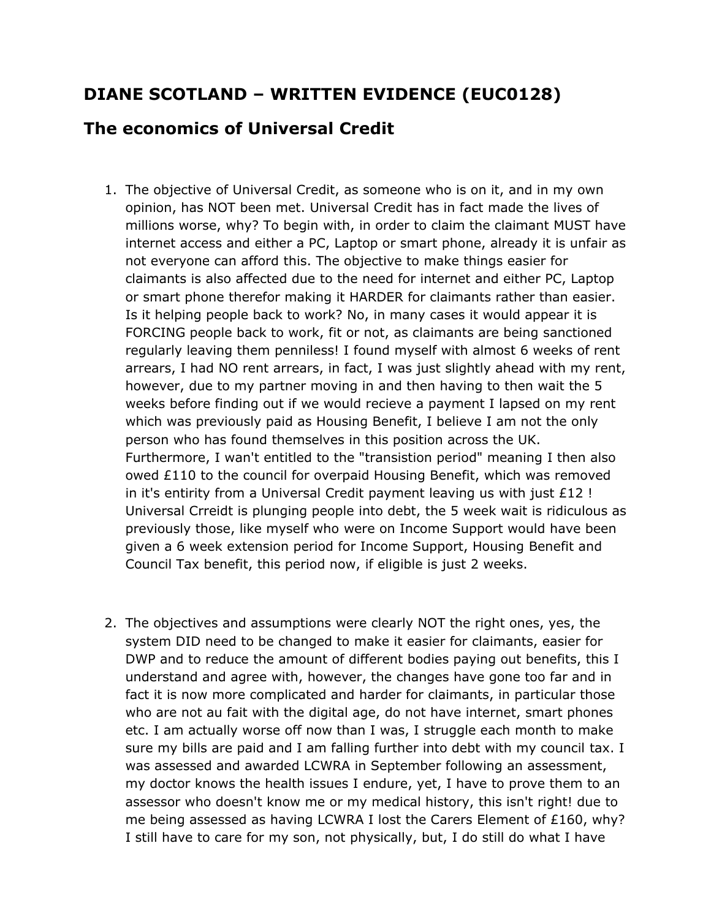## DIANE SCOTLAND – WRITTEN EVIDENCE (EUC0128)

## The economics of Universal Credit

1. The objective of Universal Credit, as someone who is on it, and in my own opinion, has NOT been met. Universal Credit has in fact made the lives of millions worse, why? To begin with, in order to claim the claimant MUST have internet access and either a PC, Laptop or smart phone, already it is unfair as not everyone can afford this. The objective to make things easier for claimants is also affected due to the need for internet and either PC, Laptop or smart phone therefor making it HARDER for claimants rather than easier. Is it helping people back to work? No, in many cases it would appear it is FORCING people back to work, fit or not, as claimants are being sanctioned regularly leaving them penniless! I found myself with almost 6 weeks of rent arrears, I had NO rent arrears, in fact, I was just slightly ahead with my rent, however, due to my partner moving in and then having to then wait the 5 weeks before finding out if we would recieve a payment I lapsed on my rent which was previously paid as Housing Benefit, I believe I am not the only person who has found themselves in this position across the UK. Furthermore, I wan't entitled to the "transistion period" meaning I then also owed £110 to the council for overpaid Housing Benefit, which was removed in it's entirity from a Universal Credit payment leaving us with just £12 ! Universal Crreidt is plunging people into debt, the 5 week wait is ridiculous as previously those, like myself who were on Income Support would have been given a 6 week extension period for Income Support, Housing Benefit and Council Tax benefit, this period now, if eligible is just 2 weeks.

2. The objectives and assumptions were clearly NOT the right ones, yes, the system DID need to be changed to make it easier for claimants, easier for DWP and to reduce the amount of different bodies paying out benefits, this I understand and agree with, however, the changes have gone too far and in fact it is now more complicated and harder for claimants, in particular those who are not au fait with the digital age, do not have internet, smart phones etc. I am actually worse off now than I was, I struggle each month to make sure my bills are paid and I am falling further into debt with my council tax. I was assessed and awarded LCWRA in September following an assessment, my doctor knows the health issues I endure, yet, I have to prove them to an assessor who doesn't know me or my medical history, this isn't right! due to me being assessed as having LCWRA I lost the Carers Element of £160, why? I still have to care for my son, not physically, but, I do still do what I have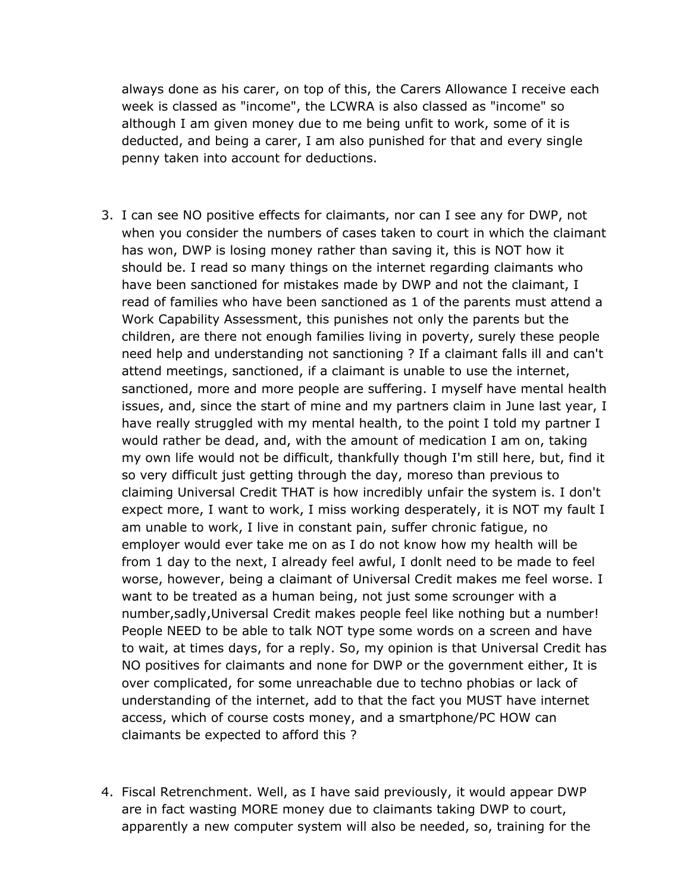always done as his carer, on top of this, the Carers Allowance I receive each week is classed as "income", the LCWRA is also classed as "income" so although I am given money due to me being unfit to work, some of it is deducted, and being a carer, I am also punished for that and every single penny taken into account for deductions.

3. I can see NO positive effects for claimants, nor can I see any for DWP, not when you consider the numbers of cases taken to court in which the claimant has won, DWP is losing money rather than saving it, this is NOT how it should be. I read so many things on the internet regarding claimants who have been sanctioned for mistakes made by DWP and not the claimant, I read of families who have been sanctioned as 1 of the parents must attend a Work Capability Assessment, this punishes not only the parents but the children, are there not enough families living in poverty, surely these people need help and understanding not sanctioning ? If a claimant falls ill and can't attend meetings, sanctioned, if a claimant is unable to use the internet, sanctioned, more and more people are suffering. I myself have mental health issues, and, since the start of mine and my partners claim in June last year, I have really struggled with my mental health, to the point I told my partner I would rather be dead, and, with the amount of medication I am on, taking my own life would not be difficult, thankfully though I'm still here, but, find it so very difficult just getting through the day, moreso than previous to claiming Universal Credit THAT is how incredibly unfair the system is. I don't expect more, I want to work, I miss working desperately, it is NOT my fault I am unable to work, I live in constant pain, suffer chronic fatigue, no employer would ever take me on as I do not know how my health will be from 1 day to the next, I already feel awful, I donlt need to be made to feel worse, however, being a claimant of Universal Credit makes me feel worse. I want to be treated as a human being, not just some scrounger with a number,sadly,Universal Credit makes people feel like nothing but a number! People NEED to be able to talk NOT type some words on a screen and have to wait, at times days, for a reply. So, my opinion is that Universal Credit has NO positives for claimants and none for DWP or the government either, It is over complicated, for some unreachable due to techno phobias or lack of understanding of the internet, add to that the fact you MUST have internet access, which of course costs money, and a smartphone/PC HOW can claimants be expected to afford this ?

4. Fiscal Retrenchment. Well, as I have said previously, it would appear DWP are in fact wasting MORE money due to claimants taking DWP to court, apparently a new computer system will also be needed, so, training for the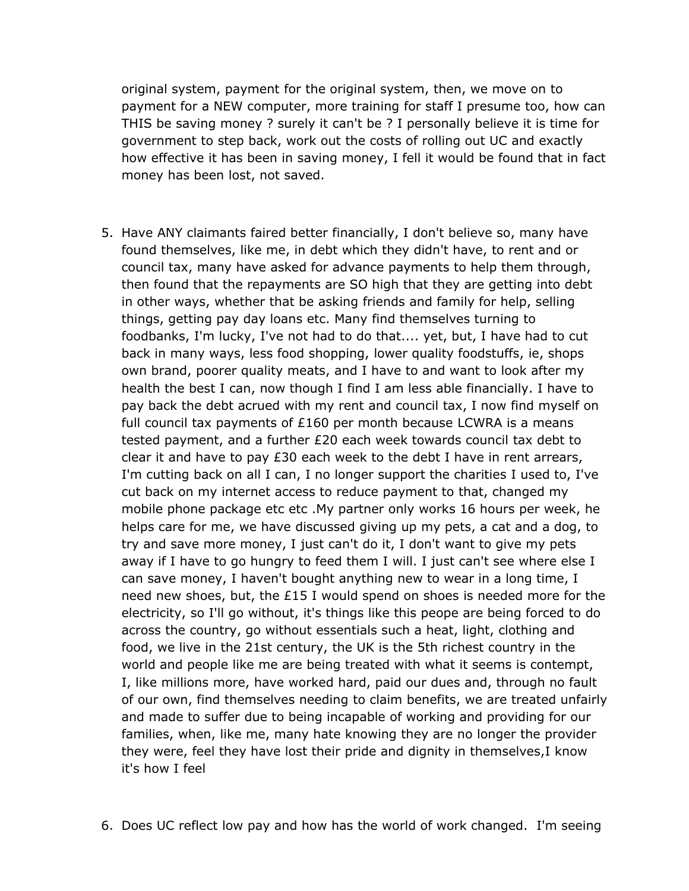original system, payment for the original system, then, we move on to payment for a NEW computer, more training for staff I presume too, how can THIS be saving money ? surely it can't be ? I personally believe it is time for government to step back, work out the costs of rolling out UC and exactly how effective it has been in saving money, I fell it would be found that in fact money has been lost, not saved.

5. Have ANY claimants faired better financially, I don't believe so, many have found themselves, like me, in debt which they didn't have, to rent and or council tax, many have asked for advance payments to help them through, then found that the repayments are SO high that they are getting into debt in other ways, whether that be asking friends and family for help, selling things, getting pay day loans etc. Many find themselves turning to foodbanks, I'm lucky, I've not had to do that.... yet, but, I have had to cut back in many ways, less food shopping, lower quality foodstuffs, ie, shops own brand, poorer quality meats, and I have to and want to look after my health the best I can, now though I find I am less able financially. I have to pay back the debt acrued with my rent and council tax, I now find myself on full council tax payments of £160 per month because LCWRA is a means tested payment, and a further £20 each week towards council tax debt to clear it and have to pay £30 each week to the debt I have in rent arrears, I'm cutting back on all I can, I no longer support the charities I used to, I've cut back on my internet access to reduce payment to that, changed my mobile phone package etc etc .My partner only works 16 hours per week, he helps care for me, we have discussed giving up my pets, a cat and a dog, to try and save more money, I just can't do it, I don't want to give my pets away if I have to go hungry to feed them I will. I just can't see where else I can save money, I haven't bought anything new to wear in a long time, I need new shoes, but, the £15 I would spend on shoes is needed more for the electricity, so I'll go without, it's things like this peope are being forced to do across the country, go without essentials such a heat, light, clothing and food, we live in the 21st century, the UK is the 5th richest country in the world and people like me are being treated with what it seems is contempt, I, like millions more, have worked hard, paid our dues and, through no fault of our own, find themselves needing to claim benefits, we are treated unfairly and made to suffer due to being incapable of working and providing for our families, when, like me, many hate knowing they are no longer the provider they were, feel they have lost their pride and dignity in themselves,I know it's how I feel

6. Does UC reflect low pay and how has the world of work changed. I'm seeing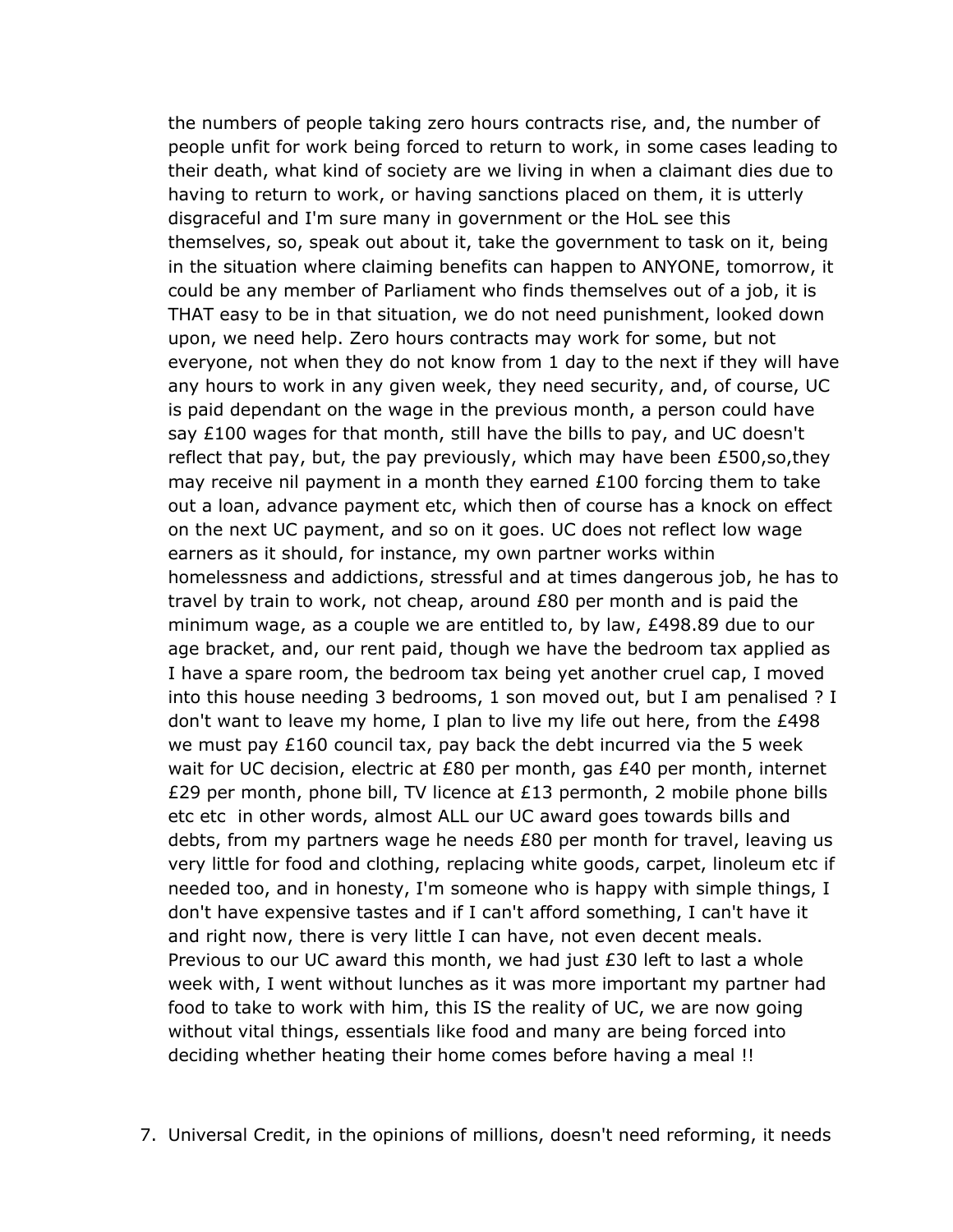the numbers of people taking zero hours contracts rise, and, the number of people unfit for work being forced to return to work, in some cases leading to their death, what kind of society are we living in when a claimant dies due to having to return to work, or having sanctions placed on them, it is utterly disgraceful and I'm sure many in government or the HoL see this themselves, so, speak out about it, take the government to task on it, being in the situation where claiming benefits can happen to ANYONE, tomorrow, it could be any member of Parliament who finds themselves out of a job, it is THAT easy to be in that situation, we do not need punishment, looked down upon, we need help. Zero hours contracts may work for some, but not everyone, not when they do not know from 1 day to the next if they will have any hours to work in any given week, they need security, and, of course, UC is paid dependant on the wage in the previous month, a person could have say £100 wages for that month, still have the bills to pay, and UC doesn't reflect that pay, but, the pay previously, which may have been £500,so,they may receive nil payment in a month they earned £100 forcing them to take out a loan, advance payment etc, which then of course has a knock on effect on the next UC payment, and so on it goes. UC does not reflect low wage earners as it should, for instance, my own partner works within homelessness and addictions, stressful and at times dangerous job, he has to travel by train to work, not cheap, around £80 per month and is paid the minimum wage, as a couple we are entitled to, by law, £498.89 due to our age bracket, and, our rent paid, though we have the bedroom tax applied as I have a spare room, the bedroom tax being yet another cruel cap, I moved into this house needing 3 bedrooms, 1 son moved out, but I am penalised ? I don't want to leave my home, I plan to live my life out here, from the £498 we must pay £160 council tax, pay back the debt incurred via the 5 week wait for UC decision, electric at £80 per month, gas £40 per month, internet £29 per month, phone bill, TV licence at £13 permonth, 2 mobile phone bills etc etc in other words, almost ALL our UC award goes towards bills and debts, from my partners wage he needs £80 per month for travel, leaving us very little for food and clothing, replacing white goods, carpet, linoleum etc if needed too, and in honesty, I'm someone who is happy with simple things, I don't have expensive tastes and if I can't afford something, I can't have it and right now, there is very little I can have, not even decent meals. Previous to our UC award this month, we had just £30 left to last a whole week with, I went without lunches as it was more important my partner had food to take to work with him, this IS the reality of UC, we are now going without vital things, essentials like food and many are being forced into deciding whether heating their home comes before having a meal !!

7. Universal Credit, in the opinions of millions, doesn't need reforming, it needs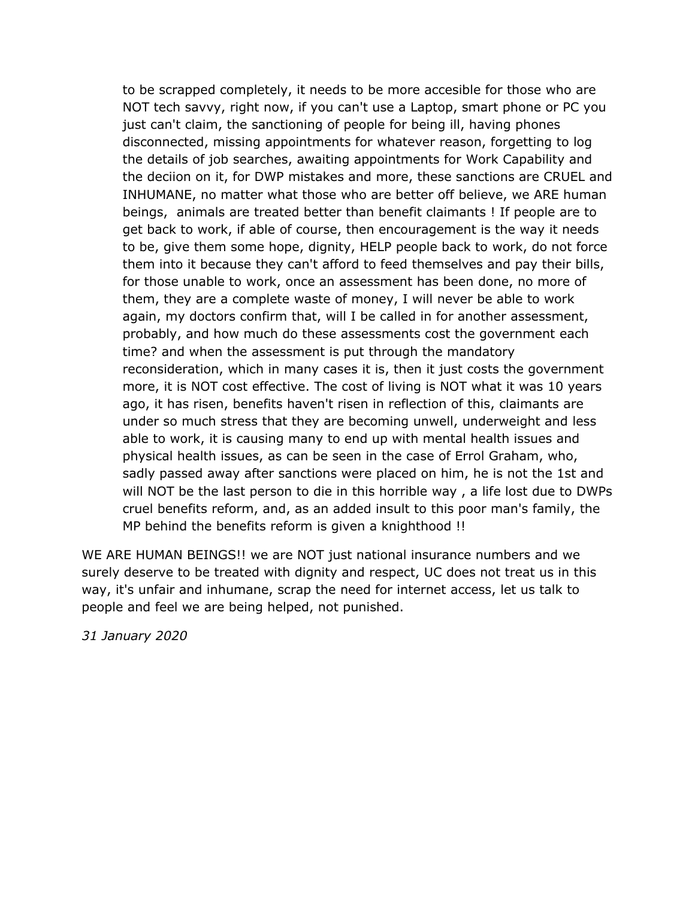to be scrapped completely, it needs to be more accesible for those who are NOT tech savvy, right now, if you can't use a Laptop, smart phone or PC you just can't claim, the sanctioning of people for being ill, having phones disconnected, missing appointments for whatever reason, forgetting to log the details of job searches, awaiting appointments for Work Capability and the deciion on it, for DWP mistakes and more, these sanctions are CRUEL and INHUMANE, no matter what those who are better off believe, we ARE human beings, animals are treated better than benefit claimants ! If people are to get back to work, if able of course, then encouragement is the way it needs to be, give them some hope, dignity, HELP people back to work, do not force them into it because they can't afford to feed themselves and pay their bills, for those unable to work, once an assessment has been done, no more of them, they are a complete waste of money, I will never be able to work again, my doctors confirm that, will I be called in for another assessment, probably, and how much do these assessments cost the government each time? and when the assessment is put through the mandatory reconsideration, which in many cases it is, then it just costs the government more, it is NOT cost effective. The cost of living is NOT what it was 10 years ago, it has risen, benefits haven't risen in reflection of this, claimants are under so much stress that they are becoming unwell, underweight and less able to work, it is causing many to end up with mental health issues and physical health issues, as can be seen in the case of Errol Graham, who, sadly passed away after sanctions were placed on him, he is not the 1st and will NOT be the last person to die in this horrible way , a life lost due to DWPs cruel benefits reform, and, as an added insult to this poor man's family, the MP behind the benefits reform is given a knighthood !!

WE ARE HUMAN BEINGS!! we are NOT just national insurance numbers and we surely deserve to be treated with dignity and respect, UC does not treat us in this way, it's unfair and inhumane, scrap the need for internet access, let us talk to people and feel we are being helped, not punished.

*31 January 2020*